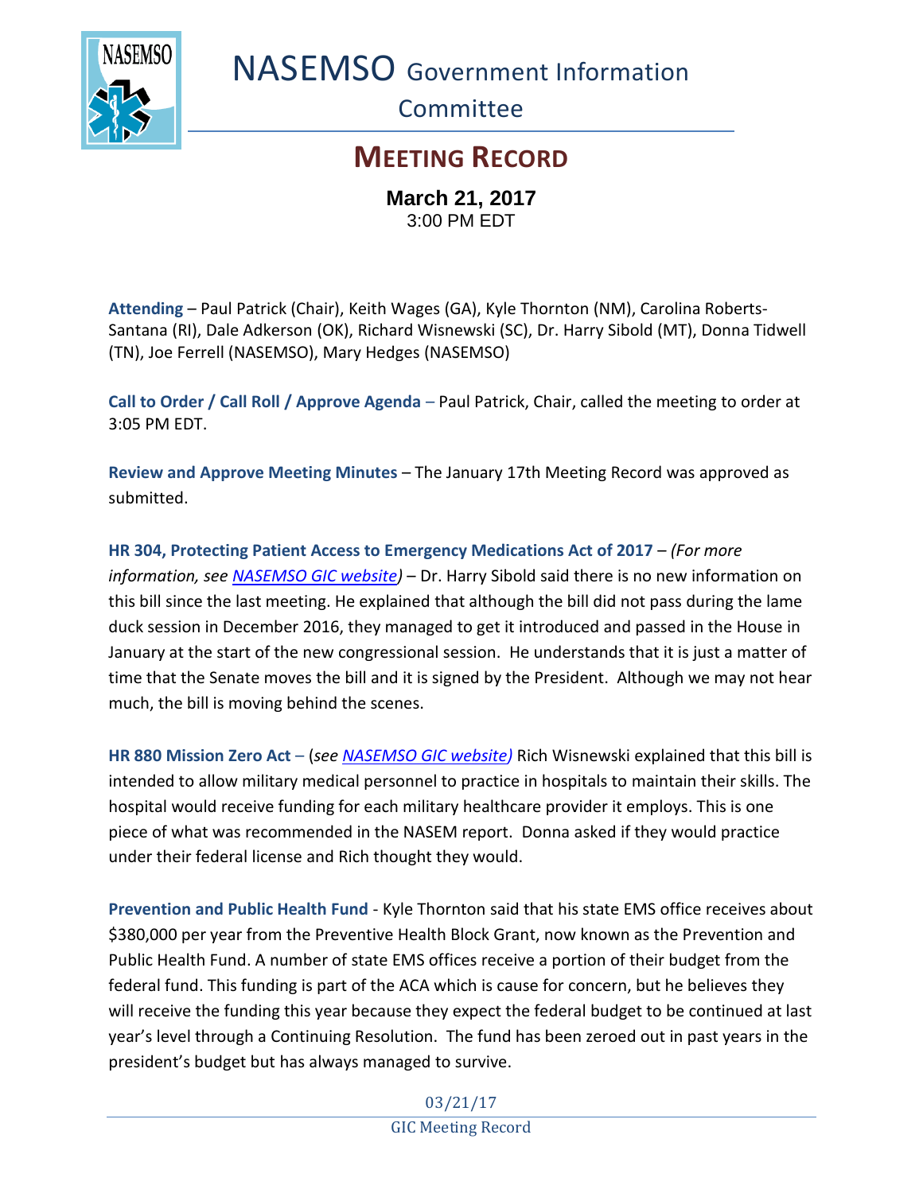# NASEMSO Government Information Committee

## MEETING RECORD

**March 21, 2017**
3:00 PM EDT

**Attending** – Paul Patrick (Chair), Keith Wages (GA), Kyle Thornton (NM), Carolina Roberts-Santana (RI), Dale Adkerson (OK), Richard Wisnewski (SC), Dr. Harry Sibold (MT), Donna Tidwell (TN), Joe Ferrell (NASEMSO), Mary Hedges (NASEMSO)

**Call to Order / Call Roll / Approve Agenda** – Paul Patrick, Chair, called the meeting to order at 3:05 PM EDT.

**Review and Approve Meeting Minutes** – The January 17th Meeting Record was approved as submitted.

**HR 304, Protecting Patient Access to Emergency Medications Act of 2017** – *(For more information, see NASEMSO GIC website)* – Dr. Harry Sibold said there is no new information on this bill since the last meeting. He explained that although the bill did not pass during the lame duck session in December 2016, they managed to get it introduced and passed in the House in January at the start of the new congressional session. He understands that it is just a matter of time that the Senate moves the bill and it is signed by the President. Although we may not hear much, the bill is moving behind the scenes.

**HR 880 Mission Zero Act** – (*see NASEMSO GIC website)* Rich Wisnewski explained that this bill is intended to allow military medical personnel to practice in hospitals to maintain their skills. The hospital would receive funding for each military healthcare provider it employs. This is one piece of what was recommended in the NASEM report. Donna asked if they would practice under their federal license and Rich thought they would.

**Prevention and Public Health Fund** - Kyle Thornton said that his state EMS office receives about $380,000 per year from the Preventive Health Block Grant, now known as the Prevention and Public Health Fund. A number of state EMS offices receive a portion of their budget from the federal fund. This funding is part of the ACA which is cause for concern, but he believes they will receive the funding this year because they expect the federal budget to be continued at last year's level through a Continuing Resolution. The fund has been zeroed out in past years in the president's budget but has always managed to survive.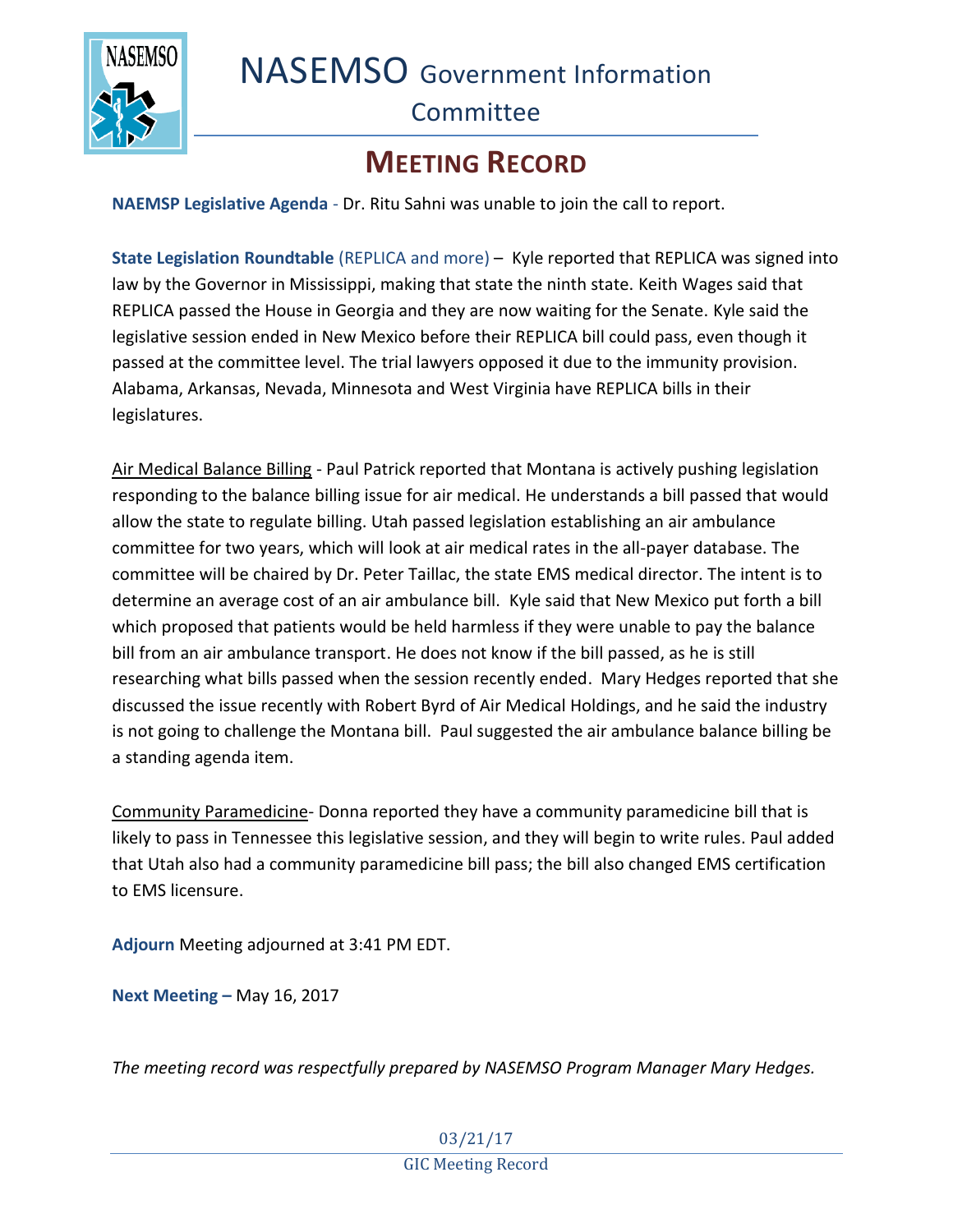**NAEMSP Legislative Agenda** - Dr. Ritu Sahni was unable to join the call to report.

**State Legislation Roundtable** (REPLICA and more) – Kyle reported that REPLICA was signed into law by the Governor in Mississippi, making that state the ninth state. Keith Wages said that REPLICA passed the House in Georgia and they are now waiting for the Senate. Kyle said the legislative session ended in New Mexico before their REPLICA bill could pass, even though it passed at the committee level. The trial lawyers opposed it due to the immunity provision. Alabama, Arkansas, Nevada, Minnesota and West Virginia have REPLICA bills in their legislatures.

Air Medical Balance Billing - Paul Patrick reported that Montana is actively pushing legislation responding to the balance billing issue for air medical. He understands a bill passed that would allow the state to regulate billing. Utah passed legislation establishing an air ambulance committee for two years, which will look at air medical rates in the all-payer database. The committee will be chaired by Dr. Peter Taillac, the state EMS medical director. The intent is to determine an average cost of an air ambulance bill. Kyle said that New Mexico put forth a bill which proposed that patients would be held harmless if they were unable to pay the balance bill from an air ambulance transport. He does not know if the bill passed, as he is still researching what bills passed when the session recently ended. Mary Hedges reported that she discussed the issue recently with Robert Byrd of Air Medical Holdings, and he said the industry is not going to challenge the Montana bill. Paul suggested the air ambulance balance billing be a standing agenda item.

Community Paramedicine- Donna reported they have a community paramedicine bill that is likely to pass in Tennessee this legislative session, and they will begin to write rules. Paul added that Utah also had a community paramedicine bill pass; the bill also changed EMS certification to EMS licensure.

**Adjourn** Meeting adjourned at 3:41 PM EDT.

**Next Meeting –** May 16, 2017

*The meeting record was respectfully prepared by NASEMSO Program Manager Mary Hedges.*